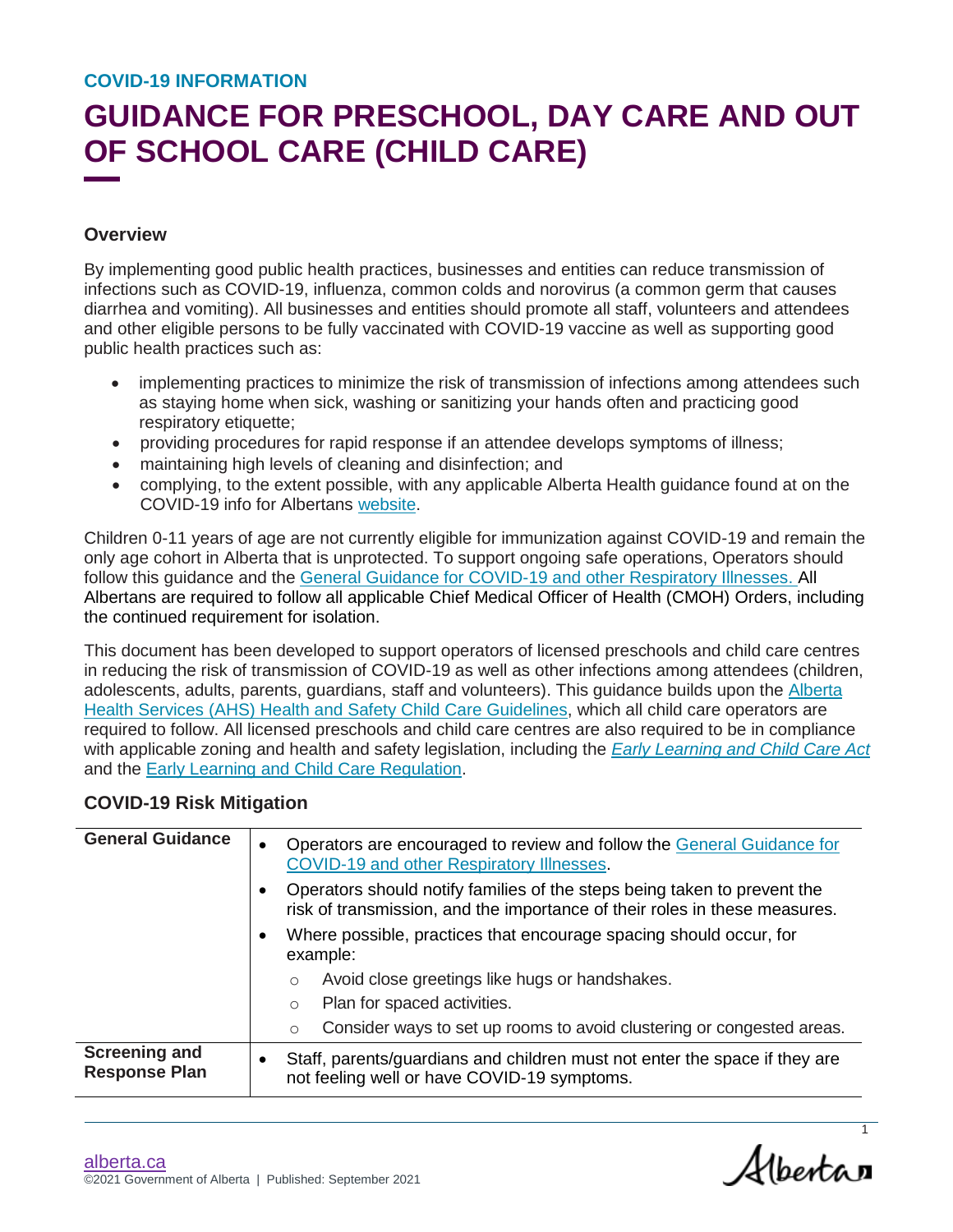COVID-19 INFORMATION

# GUIDANCE FOR PRESCHOOL, DAY CARE AND OUT OF SCHOOL CARE (CHILD CARE)

## Overview

By implementing good public health practices, businesses and entities can reduce transmission of infections such as COVID-19, influenza, common colds and norovirus (a common germ that causes diarrhea and vomiting). All businesses and entities should promote all staff, volunteers and attendees and other eligible persons to be fully vaccinated with COVID-19 vaccine as well as supporting good public health practices such as:

- implementing practices to minimize the risk of transmission of infections among attendees such as staying home when sick, washing or sanitizing your hands often and practicing good respiratory etiquette;
- providing procedures for rapid response if an attendee develops symptoms of illness;
- maintaining high levels of cleaning and disinfection; and
- complying, to the extent possible, with any applicable Alberta Health guidance found at on the COVID-19 info for Albertans website.

Children 0-11 years of age are not currently eligible for immunization against COVID-19 and remain the only age cohort in Alberta that is unprotected. To support ongoing safe operations, Operators should follow this guidance and the General Guidance for COVID-19 and other Respiratory Illnesses. All Albertans are required to follow all applicable Chief Medical Officer of Health (CMOH) Orders, including the continued requirement for isolation.

This document has been developed to support operators of licensed preschools and child care centres in reducing the risk of transmission of COVID-19 as well as other infections among attendees (children, adolescents, adults, parents, guardians, staff and volunteers). This guidance builds upon the Alberta Health Services (AHS) Health and Safety Child Care Guidelines, which all child care operators are required to follow. All licensed preschools and child care centres are also required to be in compliance with applicable zoning and health and safety legislation, including the *Early Learning and Child Care Act* and the Early Learning and Child Care Regulation.

## COVID-19 Risk Mitigation

| | |
|---|---|
| **General Guidance** | • Operators are encouraged to review and follow the General Guidance for COVID-19 and other Respiratory Illnesses.<br>• Operators should notify families of the steps being taken to prevent the risk of transmission, and the importance of their roles in these measures.<br>• Where possible, practices that encourage spacing should occur, for example:<br>  ○ Avoid close greetings like hugs or handshakes.<br>  ○ Plan for spaced activities.<br>  ○ Consider ways to set up rooms to avoid clustering or congested areas. |
| **Screening and Response Plan** | • Staff, parents/guardians and children must not enter the space if they are not feeling well or have COVID-19 symptoms. |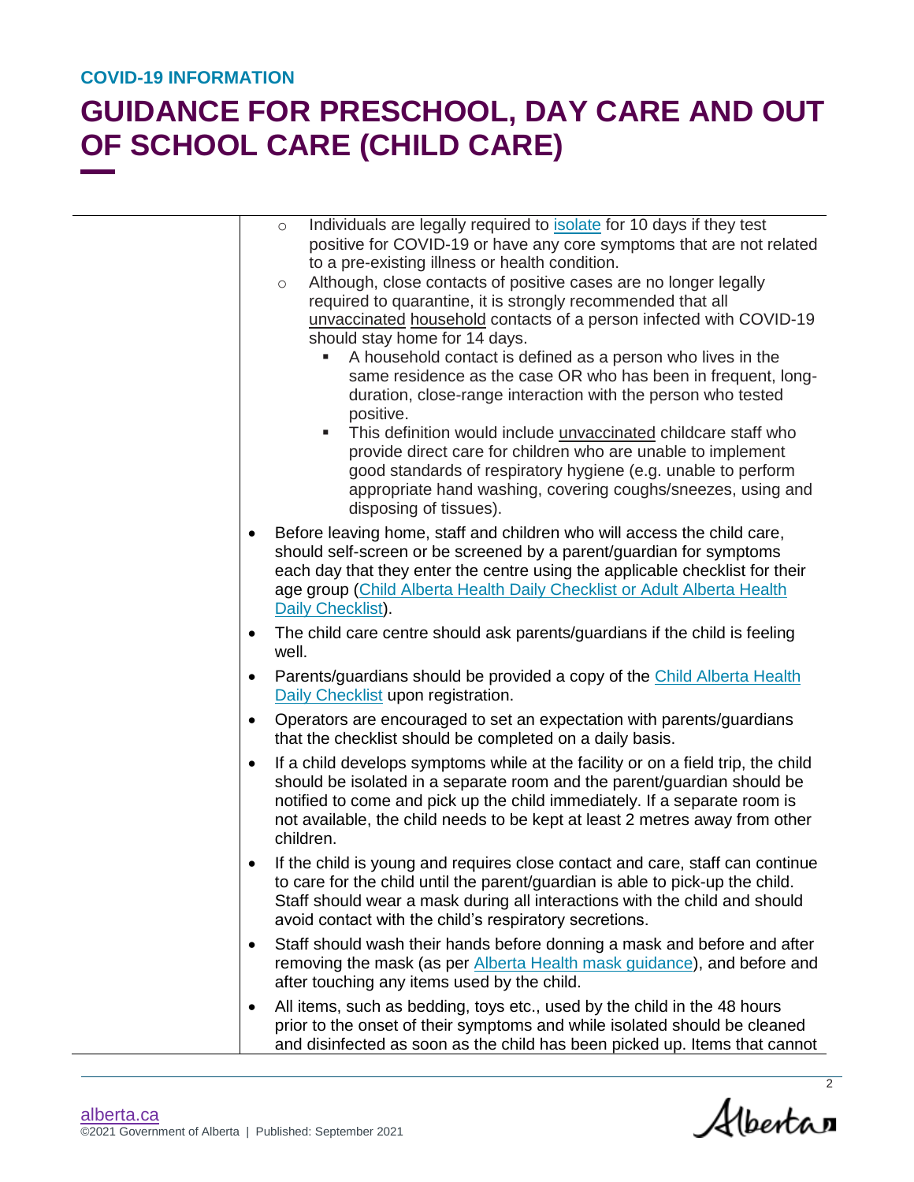- Individuals are legally required to isolate for 10 days if they test positive for COVID-19 or have any core symptoms that are not related to a pre-existing illness or health condition.
- Although, close contacts of positive cases are no longer legally required to quarantine, it is strongly recommended that all unvaccinated household contacts of a person infected with COVID-19 should stay home for 14 days.
  - A household contact is defined as a person who lives in the same residence as the case OR who has been in frequent, long-duration, close-range interaction with the person who tested positive.
  - This definition would include unvaccinated childcare staff who provide direct care for children who are unable to implement good standards of respiratory hygiene (e.g. unable to perform appropriate hand washing, covering coughs/sneezes, using and disposing of tissues).

- Before leaving home, staff and children who will access the child care, should self-screen or be screened by a parent/guardian for symptoms each day that they enter the centre using the applicable checklist for their age group (Child Alberta Health Daily Checklist or Adult Alberta Health Daily Checklist).
- The child care centre should ask parents/guardians if the child is feeling well.
- Parents/guardians should be provided a copy of the Child Alberta Health Daily Checklist upon registration.
- Operators are encouraged to set an expectation with parents/guardians that the checklist should be completed on a daily basis.
- If a child develops symptoms while at the facility or on a field trip, the child should be isolated in a separate room and the parent/guardian should be notified to come and pick up the child immediately. If a separate room is not available, the child needs to be kept at least 2 metres away from other children.
- If the child is young and requires close contact and care, staff can continue to care for the child until the parent/guardian is able to pick-up the child. Staff should wear a mask during all interactions with the child and should avoid contact with the child's respiratory secretions.
- Staff should wash their hands before donning a mask and before and after removing the mask (as per Alberta Health mask guidance), and before and after touching any items used by the child.
- All items, such as bedding, toys etc., used by the child in the 48 hours prior to the onset of their symptoms and while isolated should be cleaned and disinfected as soon as the child has been picked up. Items that cannot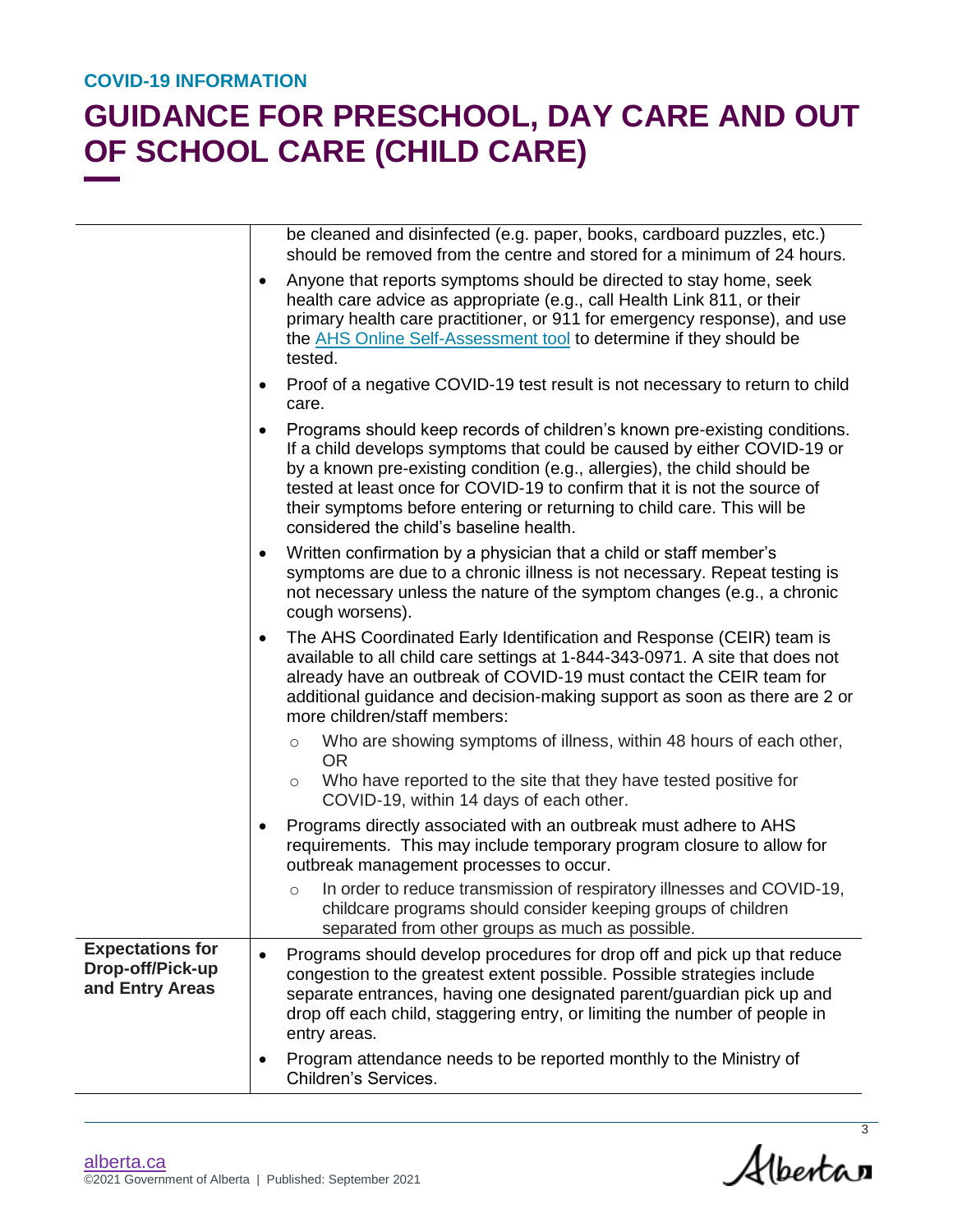| | |
|---|---|
| | be cleaned and disinfected (e.g. paper, books, cardboard puzzles, etc.) should be removed from the centre and stored for a minimum of 24 hours.<br>• Anyone that reports symptoms should be directed to stay home, seek health care advice as appropriate (e.g., call Health Link 811, or their primary health care practitioner, or 911 for emergency response), and use the [AHS Online Self-Assessment tool]() to determine if they should be tested.<br>• Proof of a negative COVID-19 test result is not necessary to return to child care.<br>• Programs should keep records of children's known pre-existing conditions. If a child develops symptoms that could be caused by either COVID-19 or by a known pre-existing condition (e.g., allergies), the child should be tested at least once for COVID-19 to confirm that it is not the source of their symptoms before entering or returning to child care. This will be considered the child's baseline health.<br>• Written confirmation by a physician that a child or staff member's symptoms are due to a chronic illness is not necessary. Repeat testing is not necessary unless the nature of the symptom changes (e.g., a chronic cough worsens).<br>• The AHS Coordinated Early Identification and Response (CEIR) team is available to all child care settings at 1-844-343-0971. A site that does not already have an outbreak of COVID-19 must contact the CEIR team for additional guidance and decision-making support as soon as there are 2 or more children/staff members:<br>  ○ Who are showing symptoms of illness, within 48 hours of each other, OR<br>  ○ Who have reported to the site that they have tested positive for COVID-19, within 14 days of each other.<br>• Programs directly associated with an outbreak must adhere to AHS requirements. This may include temporary program closure to allow for outbreak management processes to occur.<br>  ○ In order to reduce transmission of respiratory illnesses and COVID-19, childcare programs should consider keeping groups of children separated from other groups as much as possible. |
| **Expectations for Drop-off/Pick-up and Entry Areas** | • Programs should develop procedures for drop off and pick up that reduce congestion to the greatest extent possible. Possible strategies include separate entrances, having one designated parent/guardian pick up and drop off each child, staggering entry, or limiting the number of people in entry areas.<br>• Program attendance needs to be reported monthly to the Ministry of Children's Services. |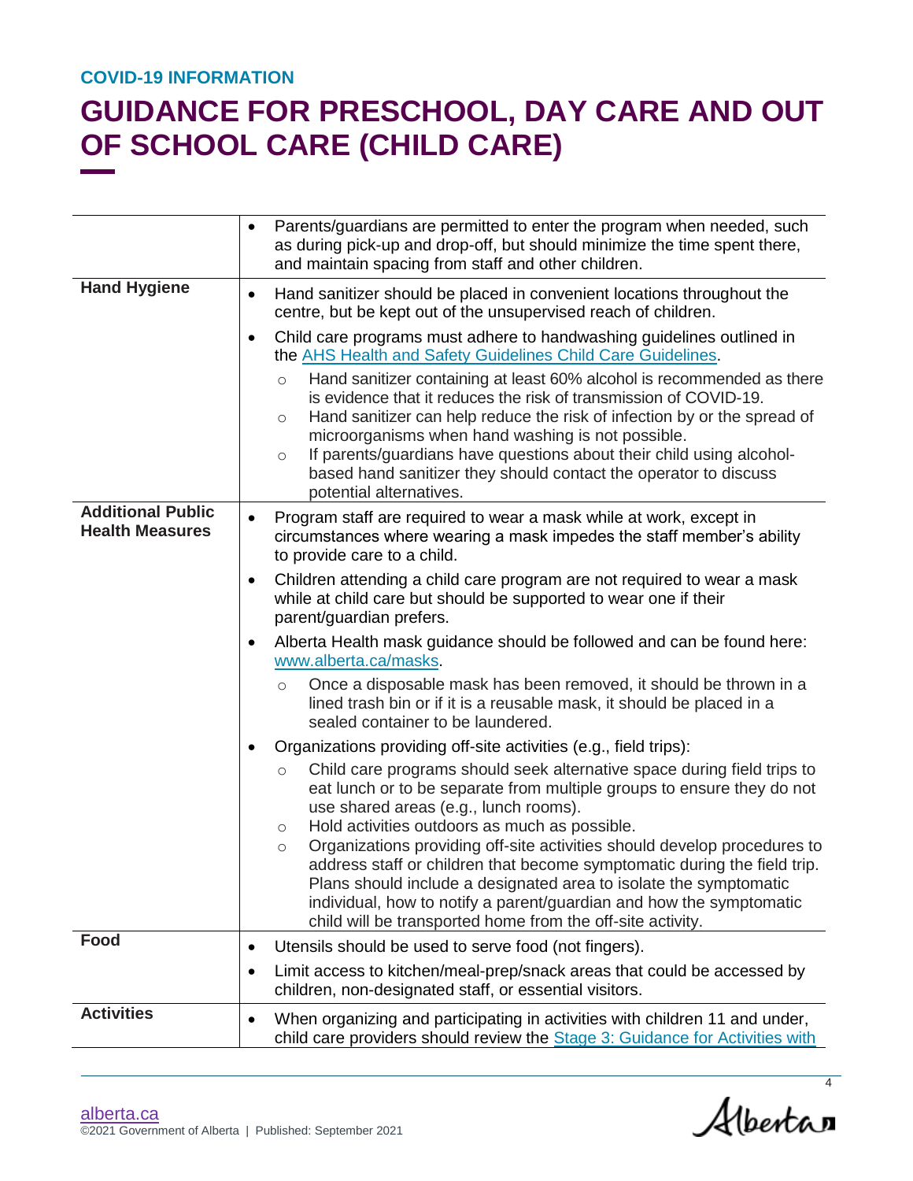**COVID-19 INFORMATION**

# GUIDANCE FOR PRESCHOOL, DAY CARE AND OUT OF SCHOOL CARE (CHILD CARE)

| | |
|---|---|
| | • Parents/guardians are permitted to enter the program when needed, such as during pick-up and drop-off, but should minimize the time spent there, and maintain spacing from staff and other children. |
| **Hand Hygiene** | • Hand sanitizer should be placed in convenient locations throughout the centre, but be kept out of the unsupervised reach of children.<br>• Child care programs must adhere to handwashing guidelines outlined in the [AHS Health and Safety Guidelines Child Care Guidelines](AHS Health and Safety Guidelines Child Care Guidelines).<br>&nbsp;&nbsp;&nbsp;&nbsp;○ Hand sanitizer containing at least 60% alcohol is recommended as there is evidence that it reduces the risk of transmission of COVID-19.<br>&nbsp;&nbsp;&nbsp;&nbsp;○ Hand sanitizer can help reduce the risk of infection by or the spread of microorganisms when hand washing is not possible.<br>&nbsp;&nbsp;&nbsp;&nbsp;○ If parents/guardians have questions about their child using alcohol-based hand sanitizer they should contact the operator to discuss potential alternatives. |
| **Additional Public Health Measures** | • Program staff are required to wear a mask while at work, except in circumstances where wearing a mask impedes the staff member's ability to provide care to a child.<br>• Children attending a child care program are not required to wear a mask while at child care but should be supported to wear one if their parent/guardian prefers.<br>• Alberta Health mask guidance should be followed and can be found here: [www.alberta.ca/masks](www.alberta.ca/masks).<br>&nbsp;&nbsp;&nbsp;&nbsp;○ Once a disposable mask has been removed, it should be thrown in a lined trash bin or if it is a reusable mask, it should be placed in a sealed container to be laundered.<br>• Organizations providing off-site activities (e.g., field trips):<br>&nbsp;&nbsp;&nbsp;&nbsp;○ Child care programs should seek alternative space during field trips to eat lunch or to be separate from multiple groups to ensure they do not use shared areas (e.g., lunch rooms).<br>&nbsp;&nbsp;&nbsp;&nbsp;○ Hold activities outdoors as much as possible.<br>&nbsp;&nbsp;&nbsp;&nbsp;○ Organizations providing off-site activities should develop procedures to address staff or children that become symptomatic during the field trip. Plans should include a designated area to isolate the symptomatic individual, how to notify a parent/guardian and how the symptomatic child will be transported home from the off-site activity. |
| **Food** | • Utensils should be used to serve food (not fingers).<br>• Limit access to kitchen/meal-prep/snack areas that could be accessed by children, non-designated staff, or essential visitors. |
| **Activities** | • When organizing and participating in activities with children 11 and under, child care providers should review the Stage 3: Guidance for Activities with |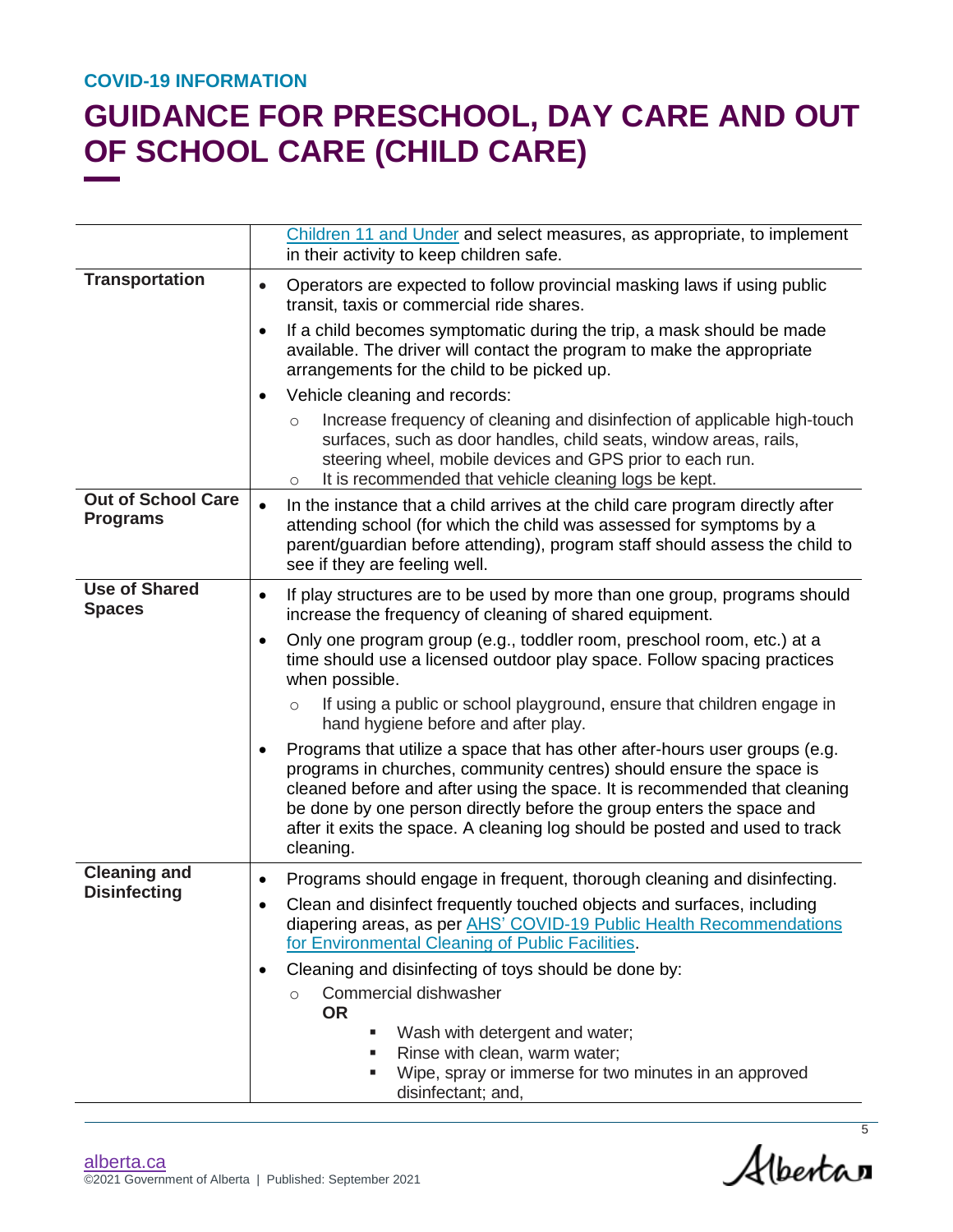COVID-19 INFORMATION

# GUIDANCE FOR PRESCHOOL, DAY CARE AND OUT OF SCHOOL CARE (CHILD CARE)

| | |
|---|---|
| | Children 11 and Under and select measures, as appropriate, to implement in their activity to keep children safe. |
| **Transportation** | • Operators are expected to follow provincial masking laws if using public transit, taxis or commercial ride shares.<br>• If a child becomes symptomatic during the trip, a mask should be made available. The driver will contact the program to make the appropriate arrangements for the child to be picked up.<br>• Vehicle cleaning and records:<br>&nbsp;&nbsp;○ Increase frequency of cleaning and disinfection of applicable high-touch surfaces, such as door handles, child seats, window areas, rails, steering wheel, mobile devices and GPS prior to each run.<br>&nbsp;&nbsp;○ It is recommended that vehicle cleaning logs be kept. |
| **Out of School Care Programs** | • In the instance that a child arrives at the child care program directly after attending school (for which the child was assessed for symptoms by a parent/guardian before attending), program staff should assess the child to see if they are feeling well. |
| **Use of Shared Spaces** | • If play structures are to be used by more than one group, programs should increase the frequency of cleaning of shared equipment.<br>• Only one program group (e.g., toddler room, preschool room, etc.) at a time should use a licensed outdoor play space. Follow spacing practices when possible.<br>&nbsp;&nbsp;○ If using a public or school playground, ensure that children engage in hand hygiene before and after play.<br>• Programs that utilize a space that has other after-hours user groups (e.g. programs in churches, community centres) should ensure the space is cleaned before and after using the space. It is recommended that cleaning be done by one person directly before the group enters the space and after it exits the space. A cleaning log should be posted and used to track cleaning. |
| **Cleaning and Disinfecting** | • Programs should engage in frequent, thorough cleaning and disinfecting.<br>• Clean and disinfect frequently touched objects and surfaces, including diapering areas, as per AHS' COVID-19 Public Health Recommendations for Environmental Cleaning of Public Facilities.<br>• Cleaning and disinfecting of toys should be done by:<br>&nbsp;&nbsp;○ Commercial dishwasher<br>&nbsp;&nbsp;**OR**<br>&nbsp;&nbsp;&nbsp;&nbsp;▪ Wash with detergent and water;<br>&nbsp;&nbsp;&nbsp;&nbsp;▪ Rinse with clean, warm water;<br>&nbsp;&nbsp;&nbsp;&nbsp;▪ Wipe, spray or immerse for two minutes in an approved disinfectant; and, |

alberta.ca
©2021 Government of Alberta | Published: September 2021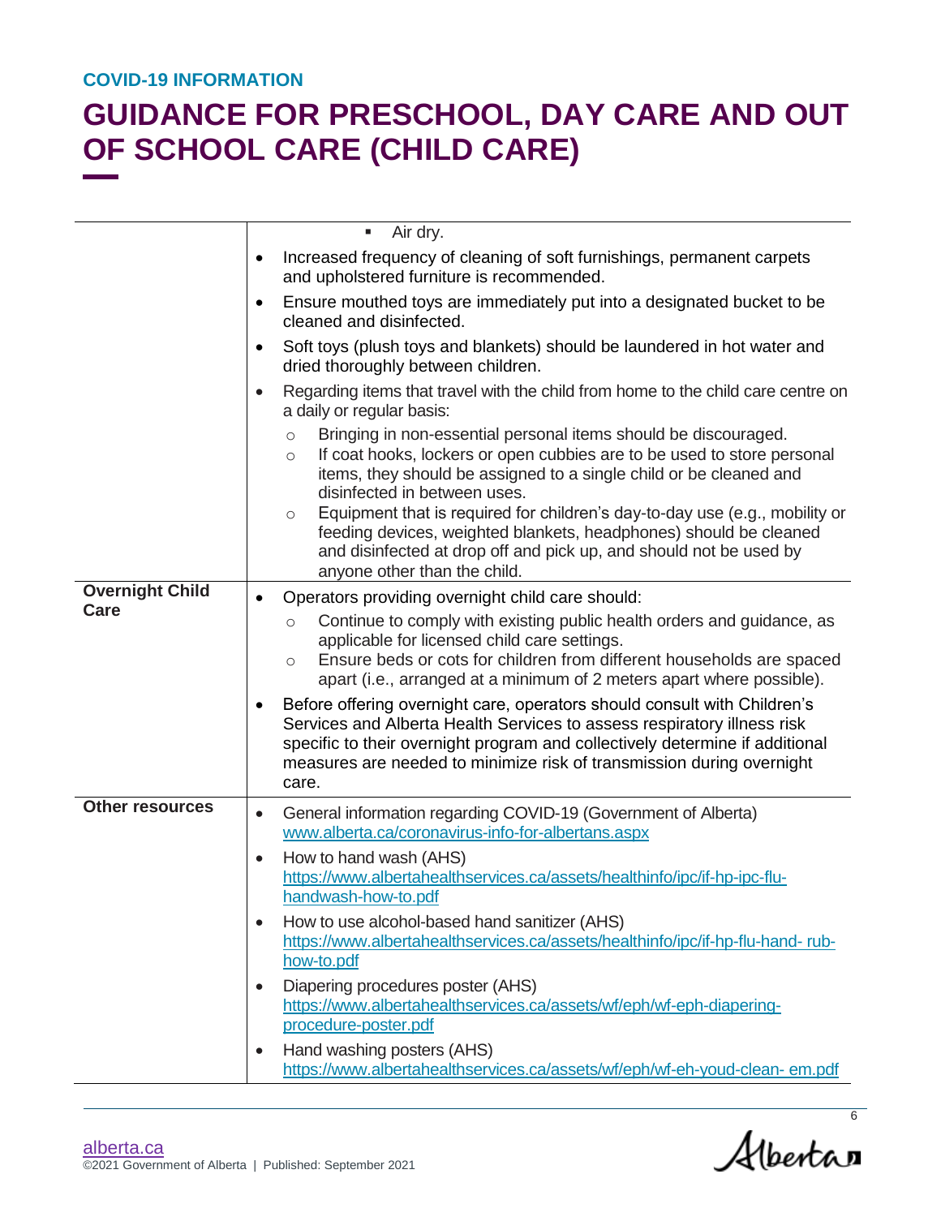| | |
|---|---|
| | ▪ Air dry.<br>• Increased frequency of cleaning of soft furnishings, permanent carpets and upholstered furniture is recommended.<br>• Ensure mouthed toys are immediately put into a designated bucket to be cleaned and disinfected.<br>• Soft toys (plush toys and blankets) should be laundered in hot water and dried thoroughly between children.<br>• Regarding items that travel with the child from home to the child care centre on a daily or regular basis:<br>&nbsp;&nbsp;&nbsp;&nbsp;○ Bringing in non-essential personal items should be discouraged.<br>&nbsp;&nbsp;&nbsp;&nbsp;○ If coat hooks, lockers or open cubbies are to be used to store personal items, they should be assigned to a single child or be cleaned and disinfected in between uses.<br>&nbsp;&nbsp;&nbsp;&nbsp;○ Equipment that is required for children's day-to-day use (e.g., mobility or feeding devices, weighted blankets, headphones) should be cleaned and disinfected at drop off and pick up, and should not be used by anyone other than the child. |
| **Overnight Child Care** | • Operators providing overnight child care should:<br>&nbsp;&nbsp;&nbsp;&nbsp;○ Continue to comply with existing public health orders and guidance, as applicable for licensed child care settings.<br>&nbsp;&nbsp;&nbsp;&nbsp;○ Ensure beds or cots for children from different households are spaced apart (i.e., arranged at a minimum of 2 meters apart where possible).<br>• Before offering overnight care, operators should consult with Children's Services and Alberta Health Services to assess respiratory illness risk specific to their overnight program and collectively determine if additional measures are needed to minimize risk of transmission during overnight care. |
| **Other resources** | • General information regarding COVID-19 (Government of Alberta) [www.alberta.ca/coronavirus-info-for-albertans.aspx](www.alberta.ca/coronavirus-info-for-albertans.aspx)<br>• How to hand wash (AHS) [https://www.albertahealthservices.ca/assets/healthinfo/ipc/if-hp-ipc-flu-handwash-how-to.pdf](https://www.albertahealthservices.ca/assets/healthinfo/ipc/if-hp-ipc-flu-handwash-how-to.pdf)<br>• How to use alcohol-based hand sanitizer (AHS) [https://www.albertahealthservices.ca/assets/healthinfo/ipc/if-hp-flu-hand- rub-how-to.pdf](https://www.albertahealthservices.ca/assets/healthinfo/ipc/if-hp-flu-hand-rub-how-to.pdf)<br>• Diapering procedures poster (AHS) [https://www.albertahealthservices.ca/assets/wf/eph/wf-eph-diapering-procedure-poster.pdf](https://www.albertahealthservices.ca/assets/wf/eph/wf-eph-diapering-procedure-poster.pdf)<br>• Hand washing posters (AHS) [https://www.albertahealthservices.ca/assets/wf/eph/wf-eh-youd-clean- em.pdf](https://www.albertahealthservices.ca/assets/wf/eph/wf-eh-youd-clean-em.pdf) |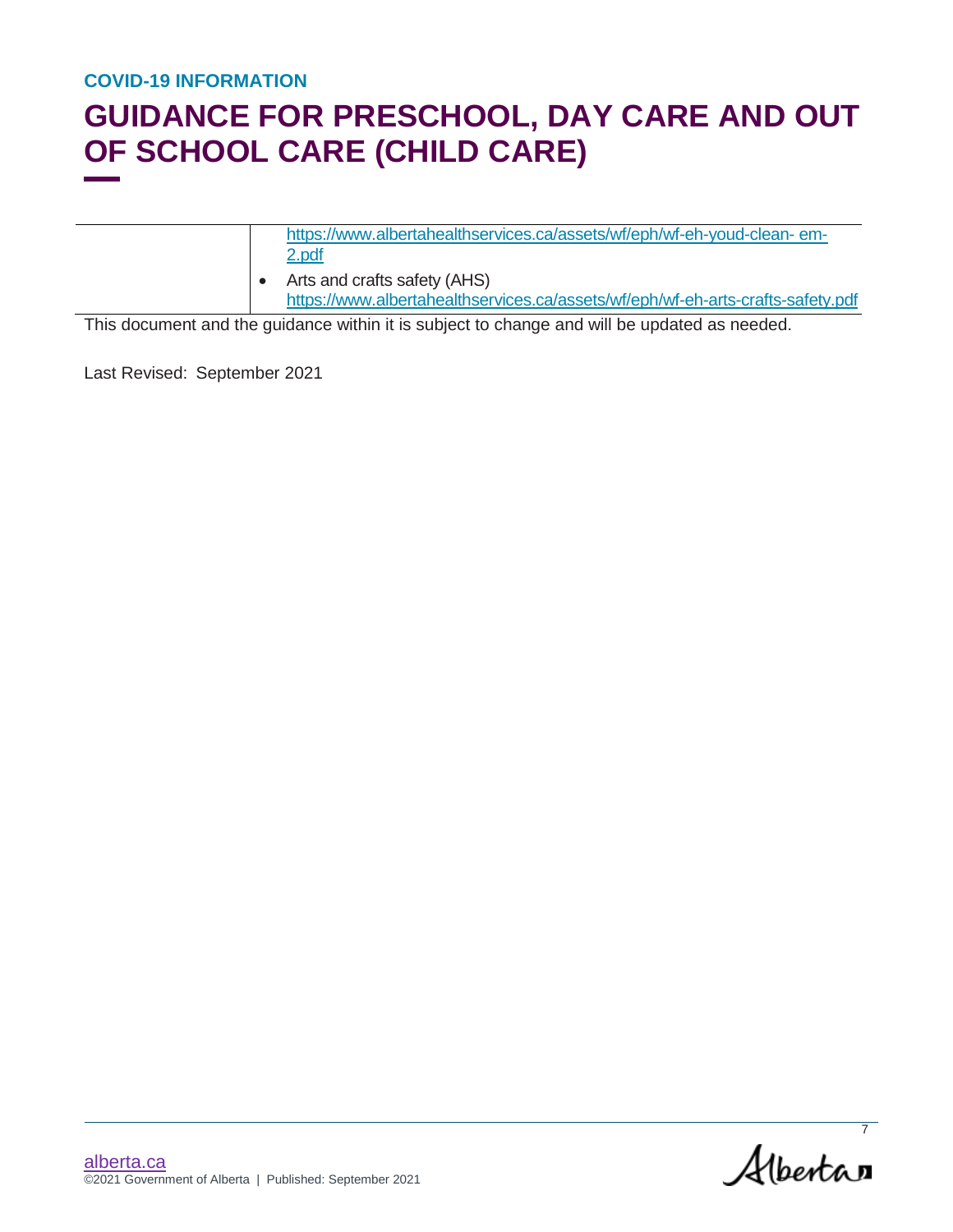| | |
|---|---|
| | https://www.albertahealthservices.ca/assets/wf/eph/wf-eh-youd-clean- em-2.pdf<br>• Arts and crafts safety (AHS) https://www.albertahealthservices.ca/assets/wf/eph/wf-eh-arts-crafts-safety.pdf |

This document and the guidance within it is subject to change and will be updated as needed.

Last Revised: September 2021